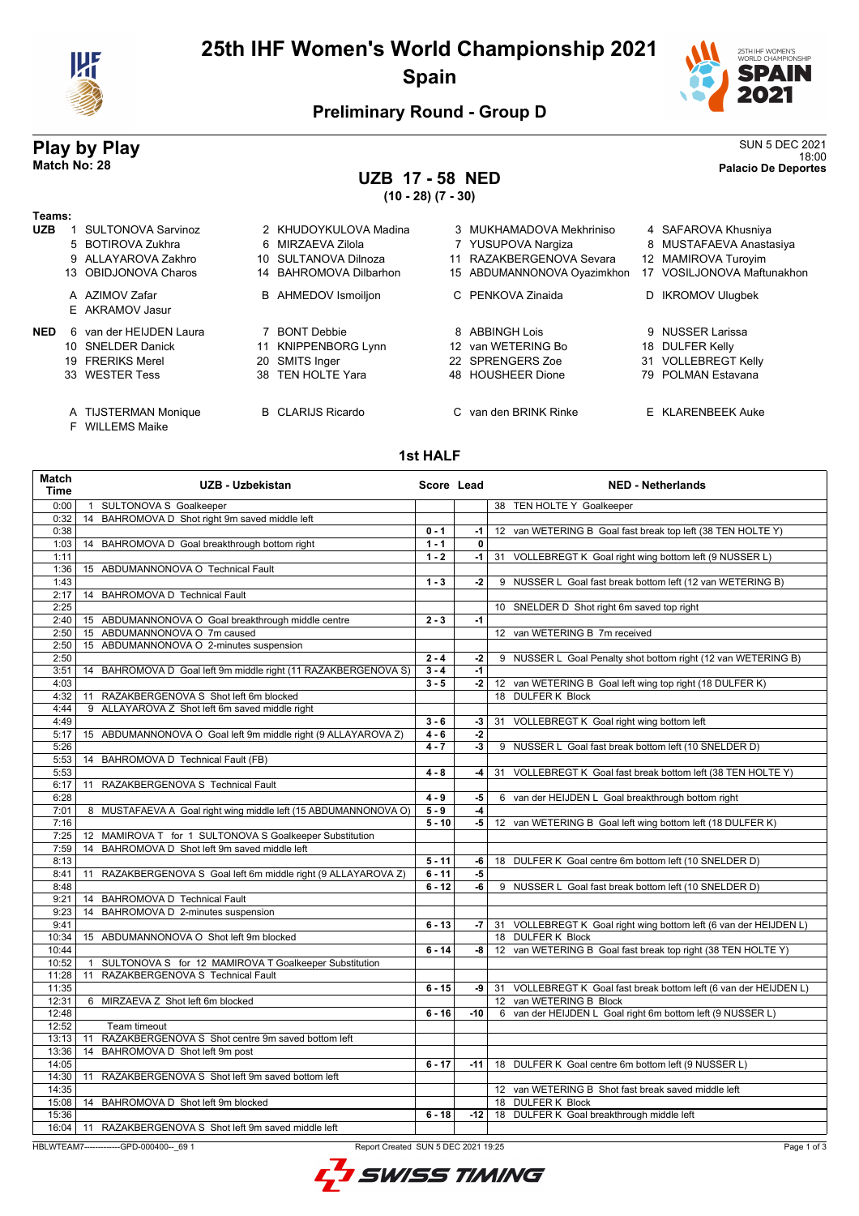# 25th IHF Women's World Championship 2021

## Spain

### Preliminary Round - Group D

## Play by Play

**Match No: 28**

SUN 5 DEC 2021
18:00
**Palacio De Deportes**

## UZB 17 - 58 NED

**(10 - 28) (7 - 30)**

**Teams:**

**UZB**
1 SULTONOVA Sarvinoz, 2 KHUDOYKULOVA Madina, 3 MUKHAMADOVA Mekhriniso, 4 SAFAROVA Khusniya
5 BOTIROVA Zukhra, 6 MIRZAEVA Zilola, 7 YUSUPOVA Nargiza, 8 MUSTAFAEVA Anastasiya
9 ALLAYAROVA Zakhro, 10 SULTANOVA Dilnoza, 11 RAZAKBERGENOVA Sevara, 12 MAMIROVA Turoyim
13 OBIDJONOVA Charos, 14 BAHROMOVA Dilbarhon, 15 ABDUMANNONOVA Oyazimkhon, 17 VOSILJONOVA Maftunakhon

A AZIMOV Zafar, B AHMEDOV Ismoiljon, C PENKOVA Zinaida, D IKROMOV Ulugbek
E AKRAMOV Jasur

**NED**
6 van der HEIJDEN Laura, 7 BONT Debbie, 8 ABBINGH Lois, 9 NUSSER Larissa
10 SNELDER Danick, 11 KNIPPENBORG Lynn, 12 van WETERING Bo, 18 DULFER Kelly
19 FRERIKS Merel, 20 SMITS Inger, 22 SPRENGERS Zoe, 31 VOLLEBREGT Kelly
33 WESTER Tess, 38 TEN HOLTE Yara, 48 HOUSHEER Dione, 79 POLMAN Estavana

A TIJSTERMAN Monique, B CLARIJS Ricardo, C van den BRINK Rinke, E KLARENBEEK Auke
F WILLEMS Maike

### 1st HALF

| Match Time | UZB - Uzbekistan | Score | Lead | NED - Netherlands |
|---|---|---|---|---|
| 0:00 | 1 SULTONOVA S Goalkeeper | | | 38 TEN HOLTE Y Goalkeeper |
| 0:32 | 14 BAHROMOVA D Shot right 9m saved middle left | | | |
| 0:38 | | 0 - 1 | -1 | 12 van WETERING B Goal fast break top left (38 TEN HOLTE Y) |
| 1:03 | 14 BAHROMOVA D Goal breakthrough bottom right | 1 - 1 | 0 | |
| 1:11 | | 1 - 2 | -1 | 31 VOLLEBREGT K Goal right wing bottom left (9 NUSSER L) |
| 1:36 | 15 ABDUMANNONOVA O Technical Fault | | | |
| 1:43 | | 1 - 3 | -2 | 9 NUSSER L Goal fast break bottom left (12 van WETERING B) |
| 2:17 | 14 BAHROMOVA D Technical Fault | | | |
| 2:25 | | | | 10 SNELDER D Shot right 6m saved top right |
| 2:40 | 15 ABDUMANNONOVA O Goal breakthrough middle centre | 2 - 3 | -1 | |
| 2:50 | 15 ABDUMANNONOVA O 7m caused | | | 12 van WETERING B 7m received |
| 2:50 | 15 ABDUMANNONOVA O 2-minutes suspension | | | |
| 2:50 | | 2 - 4 | -2 | 9 NUSSER L Goal Penalty shot bottom right (12 van WETERING B) |
| 3:51 | 14 BAHROMOVA D Goal left 9m middle right (11 RAZAKBERGENOVA S) | 3 - 4 | -1 | |
| 4:03 | | 3 - 5 | -2 | 12 van WETERING B Goal left wing top right (18 DULFER K) |
| 4:32 | 11 RAZAKBERGENOVA S Shot left 6m blocked | | | 18 DULFER K Block |
| 4:44 | 9 ALLAYAROVA Z Shot left 6m saved middle right | | | |
| 4:49 | | 3 - 6 | -3 | 31 VOLLEBREGT K Goal right wing bottom left |
| 5:17 | 15 ABDUMANNONOVA O Goal left 9m middle right (9 ALLAYAROVA Z) | 4 - 6 | -2 | |
| 5:26 | | 4 - 7 | -3 | 9 NUSSER L Goal fast break bottom left (10 SNELDER D) |
| 5:53 | 14 BAHROMOVA D Technical Fault (FB) | | | |
| 5:53 | | 4 - 8 | -4 | 31 VOLLEBREGT K Goal fast break bottom left (38 TEN HOLTE Y) |
| 6:17 | 11 RAZAKBERGENOVA S Technical Fault | | | |
| 6:28 | | 4 - 9 | -5 | 6 van der HEIJDEN L Goal breakthrough bottom right |
| 7:01 | 8 MUSTAFAEVA A Goal right wing middle left (15 ABDUMANNONOVA O) | 5 - 9 | -4 | |
| 7:16 | | 5 - 10 | -5 | 12 van WETERING B Goal left wing bottom left (18 DULFER K) |
| 7:25 | 12 MAMIROVA T for 1 SULTONOVA S Goalkeeper Substitution | | | |
| 7:59 | 14 BAHROMOVA D Shot left 9m saved middle left | | | |
| 8:13 | | 5 - 11 | -6 | 18 DULFER K Goal centre 6m bottom left (10 SNELDER D) |
| 8:41 | 11 RAZAKBERGENOVA S Goal left 6m middle right (9 ALLAYAROVA Z) | 6 - 11 | -5 | |
| 8:48 | | 6 - 12 | -6 | 9 NUSSER L Goal fast break bottom left (10 SNELDER D) |
| 9:21 | 14 BAHROMOVA D Technical Fault | | | |
| 9:23 | 14 BAHROMOVA D 2-minutes suspension | | | |
| 9:41 | | 6 - 13 | -7 | 31 VOLLEBREGT K Goal right wing bottom left (6 van der HEIJDEN L) |
| 10:34 | 15 ABDUMANNONOVA O Shot left 9m blocked | | | 18 DULFER K Block |
| 10:44 | | 6 - 14 | -8 | 12 van WETERING B Goal fast break top right (38 TEN HOLTE Y) |
| 10:52 | 1 SULTONOVA S for 12 MAMIROVA T Goalkeeper Substitution | | | |
| 11:28 | 11 RAZAKBERGENOVA S Technical Fault | | | |
| 11:35 | | 6 - 15 | -9 | 31 VOLLEBREGT K Goal fast break bottom left (6 van der HEIJDEN L) |
| 12:31 | 6 MIRZAEVA Z Shot left 6m blocked | | | 12 van WETERING B Block |
| 12:48 | | 6 - 16 | -10 | 6 van der HEIJDEN L Goal right 6m bottom left (9 NUSSER L) |
| 12:52 | Team timeout | | | |
| 13:13 | 11 RAZAKBERGENOVA S Shot centre 9m saved bottom left | | | |
| 13:36 | 14 BAHROMOVA D Shot left 9m post | | | |
| 14:05 | | 6 - 17 | -11 | 18 DULFER K Goal centre 6m bottom left (9 NUSSER L) |
| 14:30 | 11 RAZAKBERGENOVA S Shot left 9m saved bottom left | | | |
| 14:35 | | | | 12 van WETERING B Shot fast break saved middle left |
| 15:08 | 14 BAHROMOVA D Shot left 9m blocked | | | 18 DULFER K Block |
| 15:36 | | 6 - 18 | -12 | 18 DULFER K Goal breakthrough middle left |
| 16:04 | 11 RAZAKBERGENOVA S Shot left 9m saved middle left | | | |

HBLWTEAM7-------------GPD-000400--_69 1 Report Created SUN 5 DEC 2021 19:25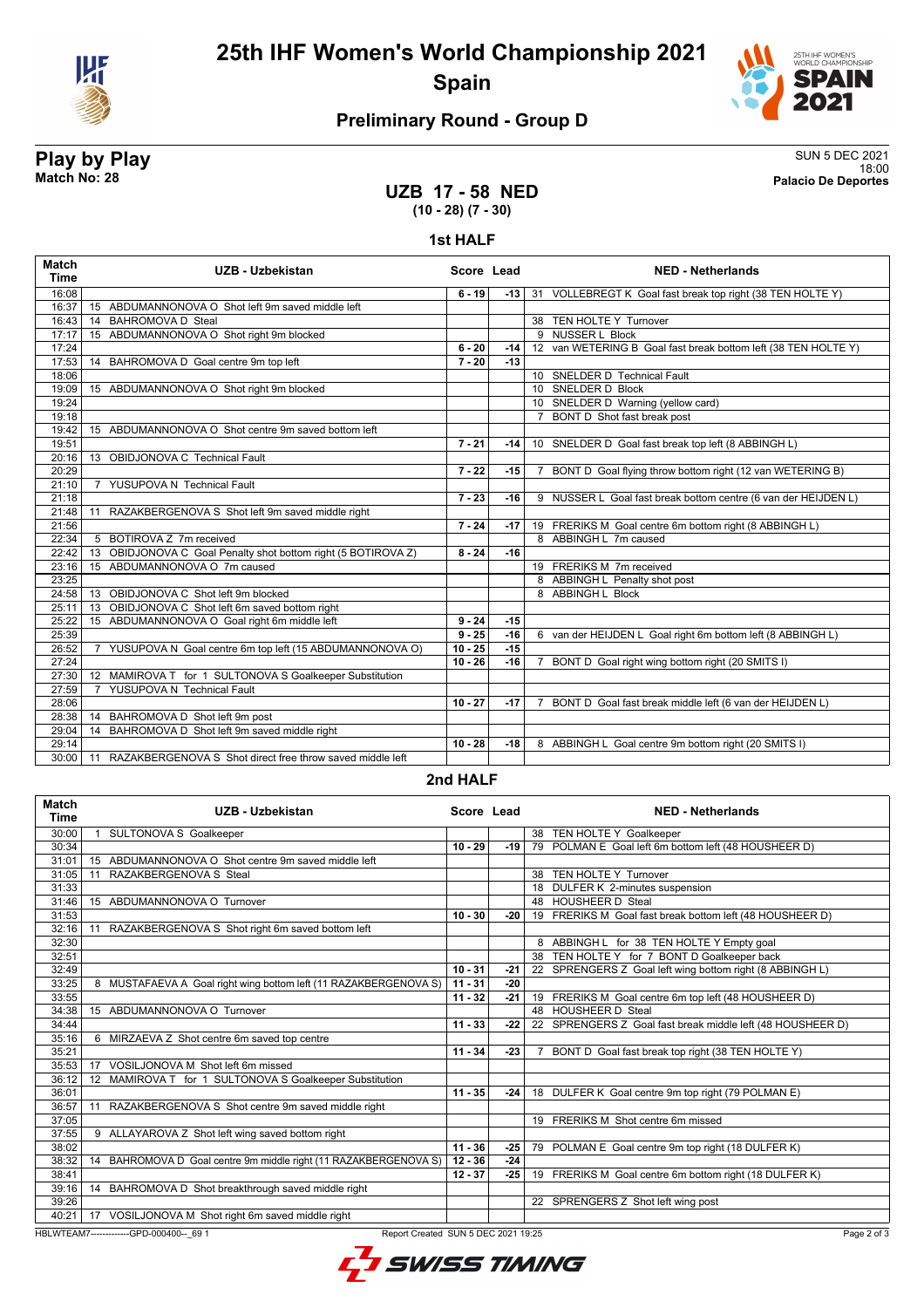# 25th IHF Women's World Championship 2021

## Spain

### Preliminary Round - Group D

**Play by Play**
**Match No: 28**

SUN 5 DEC 2021
18:00
**Palacio De Deportes**

## UZB 17 - 58 NED
**(10 - 28) (7 - 30)**

### 1st HALF

| Match Time | UZB - Uzbekistan | Score | Lead | NED - Netherlands |
|---|---|---|---|---|
| 16:08 | | 6 - 19 | -13 | 31 VOLLEBREGT K Goal fast break top right (38 TEN HOLTE Y) |
| 16:37 | 15 ABDUMANNONOVA O Shot left 9m saved middle left | | | |
| 16:43 | 14 BAHROMOVA D Steal | | | 38 TEN HOLTE Y Turnover |
| 17:17 | 15 ABDUMANNONOVA O Shot right 9m blocked | | | 9 NUSSER L Block |
| 17:24 | | 6 - 20 | -14 | 12 van WETERING B Goal fast break bottom left (38 TEN HOLTE Y) |
| 17:53 | 14 BAHROMOVA D Goal centre 9m top left | 7 - 20 | -13 | |
| 18:06 | | | | 10 SNELDER D Technical Fault |
| 19:09 | 15 ABDUMANNONOVA O Shot right 9m blocked | | | 10 SNELDER D Block |
| 19:24 | | | | 10 SNELDER D Warning (yellow card) |
| 19:18 | | | | 7 BONT D Shot fast break post |
| 19:42 | 15 ABDUMANNONOVA O Shot centre 9m saved bottom left | | | |
| 19:51 | | 7 - 21 | -14 | 10 SNELDER D Goal fast break top left (8 ABBINGH L) |
| 20:16 | 13 OBIDJONOVA C Technical Fault | | | |
| 20:29 | | 7 - 22 | -15 | 7 BONT D Goal flying throw bottom right (12 van WETERING B) |
| 21:10 | 7 YUSUPOVA N Technical Fault | | | |
| 21:18 | | 7 - 23 | -16 | 9 NUSSER L Goal fast break bottom centre (6 van der HEIJDEN L) |
| 21:48 | 11 RAZAKBERGENOVA S Shot left 9m saved middle right | | | |
| 21:56 | | 7 - 24 | -17 | 19 FRERIKS M Goal centre 6m bottom right (8 ABBINGH L) |
| 22:34 | 5 BOTIROVA Z 7m received | | | 8 ABBINGH L 7m caused |
| 22:42 | 13 OBIDJONOVA C Goal Penalty shot bottom right (5 BOTIROVA Z) | 8 - 24 | -16 | |
| 23:16 | 15 ABDUMANNONOVA O 7m caused | | | 19 FRERIKS M 7m received |
| 23:25 | | | | 8 ABBINGH L Penalty shot post |
| 24:58 | 13 OBIDJONOVA C Shot left 9m blocked | | | 8 ABBINGH L Block |
| 25:11 | 13 OBIDJONOVA C Shot left 6m saved bottom right | | | |
| 25:22 | 15 ABDUMANNONOVA O Goal right 6m middle left | 9 - 24 | -15 | |
| 25:39 | | 9 - 25 | -16 | 6 van der HEIJDEN L Goal right 6m bottom left (8 ABBINGH L) |
| 26:52 | 7 YUSUPOVA N Goal centre 6m top left (15 ABDUMANNONOVA O) | 10 - 25 | -15 | |
| 27:24 | | 10 - 26 | -16 | 7 BONT D Goal right wing bottom right (20 SMITS I) |
| 27:30 | 12 MAMIROVA T for 1 SULTONOVA S Goalkeeper Substitution | | | |
| 27:59 | 7 YUSUPOVA N Technical Fault | | | |
| 28:06 | | 10 - 27 | -17 | 7 BONT D Goal fast break middle left (6 van der HEIJDEN L) |
| 28:38 | 14 BAHROMOVA D Shot left 9m post | | | |
| 29:04 | 14 BAHROMOVA D Shot left 9m saved middle right | | | |
| 29:14 | | 10 - 28 | -18 | 8 ABBINGH L Goal centre 9m bottom right (20 SMITS I) |
| 30:00 | 11 RAZAKBERGENOVA S Shot direct free throw saved middle left | | | |

### 2nd HALF

| Match Time | UZB - Uzbekistan | Score | Lead | NED - Netherlands |
|---|---|---|---|---|
| 30:00 | 1 SULTONOVA S Goalkeeper | | | 38 TEN HOLTE Y Goalkeeper |
| 30:34 | | 10 - 29 | -19 | 79 POLMAN E Goal left 6m bottom left (48 HOUSHEER D) |
| 31:01 | 15 ABDUMANNONOVA O Shot centre 9m saved middle left | | | |
| 31:05 | 11 RAZAKBERGENOVA S Steal | | | 38 TEN HOLTE Y Turnover |
| 31:33 | | | | 18 DULFER K 2-minutes suspension |
| 31:46 | 15 ABDUMANNONOVA O Turnover | | | 48 HOUSHEER D Steal |
| 31:53 | | 10 - 30 | -20 | 19 FRERIKS M Goal fast break bottom left (48 HOUSHEER D) |
| 32:16 | 11 RAZAKBERGENOVA S Shot right 6m saved bottom left | | | |
| 32:30 | | | | 8 ABBINGH L for 38 TEN HOLTE Y Empty goal |
| 32:51 | | | | 38 TEN HOLTE Y for 7 BONT D Goalkeeper back |
| 32:49 | | 10 - 31 | -21 | 22 SPRENGERS Z Goal left wing bottom right (8 ABBINGH L) |
| 33:25 | 8 MUSTAFAEVA A Goal right wing bottom left (11 RAZAKBERGENOVA S) | 11 - 31 | -20 | |
| 33:55 | | 11 - 32 | -21 | 19 FRERIKS M Goal centre 6m top left (48 HOUSHEER D) |
| 34:38 | 15 ABDUMANNONOVA O Turnover | | | 48 HOUSHEER D Steal |
| 34:44 | | 11 - 33 | -22 | 22 SPRENGERS Z Goal fast break middle left (48 HOUSHEER D) |
| 35:16 | 6 MIRZAEVA Z Shot centre 6m saved top centre | | | |
| 35:21 | | 11 - 34 | -23 | 7 BONT D Goal fast break top right (38 TEN HOLTE Y) |
| 35:53 | 17 VOSILJONOVA M Shot left 6m missed | | | |
| 36:12 | 12 MAMIROVA T for 1 SULTONOVA S Goalkeeper Substitution | | | |
| 36:01 | | 11 - 35 | -24 | 18 DULFER K Goal centre 9m top right (79 POLMAN E) |
| 36:57 | 11 RAZAKBERGENOVA S Shot centre 9m saved middle right | | | |
| 37:05 | | | | 19 FRERIKS M Shot centre 6m missed |
| 37:55 | 9 ALLAYAROVA Z Shot left wing saved bottom right | | | |
| 38:02 | | 11 - 36 | -25 | 79 POLMAN E Goal centre 9m top right (18 DULFER K) |
| 38:32 | 14 BAHROMOVA D Goal centre 9m middle right (11 RAZAKBERGENOVA S) | 12 - 36 | -24 | |
| 38:41 | | 12 - 37 | -25 | 19 FRERIKS M Goal centre 6m bottom right (18 DULFER K) |
| 39:16 | 14 BAHROMOVA D Shot breakthrough saved middle right | | | |
| 39:26 | | | | 22 SPRENGERS Z Shot left wing post |
| 40:21 | 17 VOSILJONOVA M Shot right 6m saved middle right | | | |

HBLWTEAM7-------------GPD-000400--_69 1 Report Created SUN 5 DEC 2021 19:25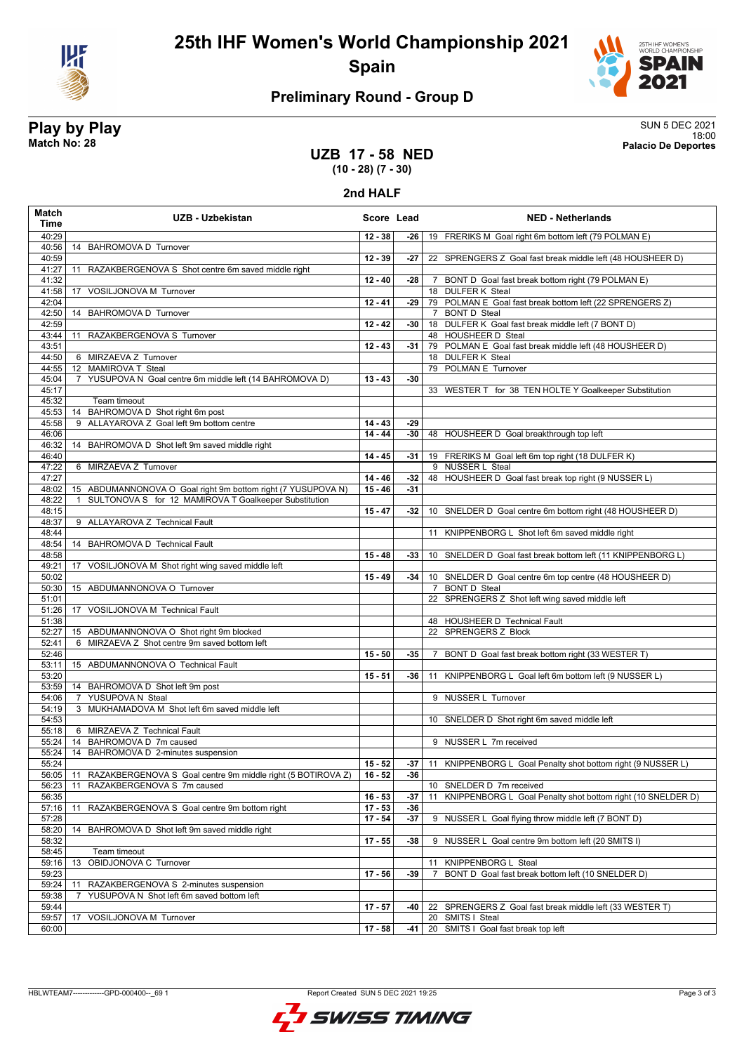# 25th IHF Women's World Championship 2021

## Spain

### Preliminary Round - Group D

**Play by Play**
**Match No: 28**

SUN 5 DEC 2021
18:00
**Palacio De Deportes**

## UZB 17 - 58 NED
**(10 - 28) (7 - 30)**

### 2nd HALF

| Match Time | UZB - Uzbekistan | Score | Lead | NED - Netherlands |
|---|---|---|---|---|
| 40:29 | | 12 - 38 | -26 | 19 FRERIKS M Goal right 6m bottom left (79 POLMAN E) |
| 40:56 | 14 BAHROMOVA D Turnover | | | |
| 40:59 | | 12 - 39 | -27 | 22 SPRENGERS Z Goal fast break middle left (48 HOUSHEER D) |
| 41:27 | 11 RAZAKBERGENOVA S Shot centre 6m saved middle right | | | |
| 41:32 | | 12 - 40 | -28 | 7 BONT D Goal fast break bottom right (79 POLMAN E) |
| 41:58 | 17 VOSILJONOVA M Turnover | | | 18 DULFER K Steal |
| 42:04 | | 12 - 41 | -29 | 79 POLMAN E Goal fast break bottom left (22 SPRENGERS Z) |
| 42:50 | 14 BAHROMOVA D Turnover | | | 7 BONT D Steal |
| 42:59 | | 12 - 42 | -30 | 18 DULFER K Goal fast break middle left (7 BONT D) |
| 43:44 | 11 RAZAKBERGENOVA S Turnover | | | 48 HOUSHEER D Steal |
| 43:51 | | 12 - 43 | -31 | 79 POLMAN E Goal fast break middle left (48 HOUSHEER D) |
| 44:50 | 6 MIRZAEVA Z Turnover | | | 18 DULFER K Steal |
| 44:55 | 12 MAMIROVA T Steal | | | 79 POLMAN E Turnover |
| 45:04 | 7 YUSUPOVA N Goal centre 6m middle left (14 BAHROMOVA D) | 13 - 43 | -30 | |
| 45:17 | | | | 33 WESTER T for 38 TEN HOLTE Y Goalkeeper Substitution |
| 45:32 | Team timeout | | | |
| 45:53 | 14 BAHROMOVA D Shot right 6m post | | | |
| 45:58 | 9 ALLAYAROVA Z Goal left 9m bottom centre | 14 - 43 | -29 | |
| 46:06 | | 14 - 44 | -30 | 48 HOUSHEER D Goal breakthrough top left |
| 46:32 | 14 BAHROMOVA D Shot left 9m saved middle right | | | |
| 46:40 | | 14 - 45 | -31 | 19 FRERIKS M Goal left 6m top right (18 DULFER K) |
| 47:22 | 6 MIRZAEVA Z Turnover | | | 9 NUSSER L Steal |
| 47:27 | | 14 - 46 | -32 | 48 HOUSHEER D Goal fast break top right (9 NUSSER L) |
| 48:02 | 15 ABDUMANNONOVA O Goal right 9m bottom right (7 YUSUPOVA N) | 15 - 46 | -31 | |
| 48:22 | 1 SULTONOVA S for 12 MAMIROVA T Goalkeeper Substitution | | | |
| 48:15 | | 15 - 47 | -32 | 10 SNELDER D Goal centre 6m bottom right (48 HOUSHEER D) |
| 48:37 | 9 ALLAYAROVA Z Technical Fault | | | |
| 48:44 | | | | 11 KNIPPENBORG L Shot left 6m saved middle right |
| 48:54 | 14 BAHROMOVA D Technical Fault | | | |
| 48:58 | | 15 - 48 | -33 | 10 SNELDER D Goal fast break bottom left (11 KNIPPENBORG L) |
| 49:21 | 17 VOSILJONOVA M Shot right wing saved middle left | | | |
| 50:02 | | 15 - 49 | -34 | 10 SNELDER D Goal centre 6m top centre (48 HOUSHEER D) |
| 50:30 | 15 ABDUMANNONOVA O Turnover | | | 7 BONT D Steal |
| 51:01 | | | | 22 SPRENGERS Z Shot left wing saved middle left |
| 51:26 | 17 VOSILJONOVA M Technical Fault | | | |
| 51:38 | | | | 48 HOUSHEER D Technical Fault |
| 52:27 | 15 ABDUMANNONOVA O Shot right 9m blocked | | | 22 SPRENGERS Z Block |
| 52:41 | 6 MIRZAEVA Z Shot centre 9m saved bottom left | | | |
| 52:46 | | 15 - 50 | -35 | 7 BONT D Goal fast break bottom right (33 WESTER T) |
| 53:11 | 15 ABDUMANNONOVA O Technical Fault | | | |
| 53:20 | | 15 - 51 | -36 | 11 KNIPPENBORG L Goal left 6m bottom left (9 NUSSER L) |
| 53:59 | 14 BAHROMOVA D Shot left 9m post | | | |
| 54:06 | 7 YUSUPOVA N Steal | | | 9 NUSSER L Turnover |
| 54:19 | 3 MUKHAMADOVA M Shot left 6m saved middle left | | | |
| 54:53 | | | | 10 SNELDER D Shot right 6m saved middle left |
| 55:18 | 6 MIRZAEVA Z Technical Fault | | | |
| 55:24 | 14 BAHROMOVA D 7m caused | | | 9 NUSSER L 7m received |
| 55:24 | 14 BAHROMOVA D 2-minutes suspension | | | |
| 55:24 | | 15 - 52 | -37 | 11 KNIPPENBORG L Goal Penalty shot bottom right (9 NUSSER L) |
| 56:05 | 11 RAZAKBERGENOVA S Goal centre 9m middle right (5 BOTIROVA Z) | 16 - 52 | -36 | |
| 56:23 | 11 RAZAKBERGENOVA S 7m caused | | | 10 SNELDER D 7m received |
| 56:35 | | 16 - 53 | -37 | 11 KNIPPENBORG L Goal Penalty shot bottom right (10 SNELDER D) |
| 57:16 | 11 RAZAKBERGENOVA S Goal centre 9m bottom right | 17 - 53 | -36 | |
| 57:28 | | 17 - 54 | -37 | 9 NUSSER L Goal flying throw middle left (7 BONT D) |
| 58:20 | 14 BAHROMOVA D Shot left 9m saved middle right | | | |
| 58:32 | | 17 - 55 | -38 | 9 NUSSER L Goal centre 9m bottom left (20 SMITS I) |
| 58:45 | Team timeout | | | |
| 59:16 | 13 OBIDJONOVA C Turnover | | | 11 KNIPPENBORG L Steal |
| 59:23 | | 17 - 56 | -39 | 7 BONT D Goal fast break bottom left (10 SNELDER D) |
| 59:24 | 11 RAZAKBERGENOVA S 2-minutes suspension | | | |
| 59:38 | 7 YUSUPOVA N Shot left 6m saved bottom left | | | |
| 59:44 | | 17 - 57 | -40 | 22 SPRENGERS Z Goal fast break middle left (33 WESTER T) |
| 59:57 | 17 VOSILJONOVA M Turnover | | | 20 SMITS I Steal |
| 60:00 | | 17 - 58 | -41 | 20 SMITS I Goal fast break top left |

HBLWTEAM7-------------GPD-000400--_69 1 Report Created SUN 5 DEC 2021 19:25